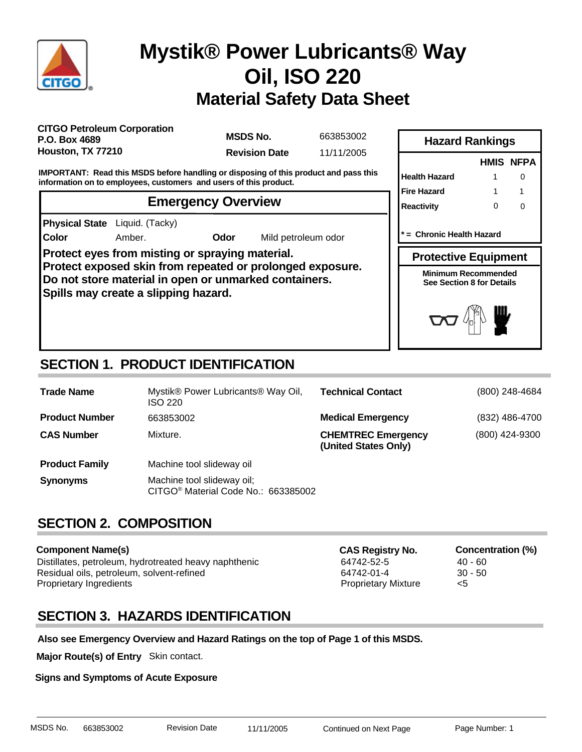# Mystik® Power Lubricants® Way Oil, ISO 220

## Material Safety Data Sheet

**CITGO Petroleum Corporation**
**P.O. Box 4689**
**Houston, TX 77210**

**MSDS No.** 663853002
**Revision Date** 11/11/2005

**IMPORTANT: Read this MSDS before handling or disposing of this product and pass this information on to employees, customers and users of this product.**

### Hazard Rankings

| | HMIS | NFPA |
|---|---|---|
| Health Hazard | 1 | 0 |
| Fire Hazard | 1 | 1 |
| Reactivity | 0 | 0 |

**\* = Chronic Health Hazard**

### Protective Equipment

**Minimum Recommended**
**See Section 8 for Details**

### Emergency Overview

**Physical State** Liquid. (Tacky)

**Color** Amber. **Odor** Mild petroleum odor

**Protect eyes from misting or spraying material.**
**Protect exposed skin from repeated or prolonged exposure.**
**Do not store material in open or unmarked containers.**
**Spills may create a slipping hazard.**

## SECTION 1. PRODUCT IDENTIFICATION

| | | | |
|---|---|---|---|
| **Trade Name** | Mystik® Power Lubricants® Way Oil, ISO 220 | **Technical Contact** | (800) 248-4684 |
| **Product Number** | 663853002 | **Medical Emergency** | (832) 486-4700 |
| **CAS Number** | Mixture. | **CHEMTREC Emergency (United States Only)** | (800) 424-9300 |
| **Product Family** | Machine tool slideway oil | | |
| **Synonyms** | Machine tool slideway oil; CITGO® Material Code No.: 663385002 | | |

## SECTION 2. COMPOSITION

| Component Name(s) | CAS Registry No. | Concentration (%) |
|---|---|---|
| Distillates, petroleum, hydrotreated heavy naphthenic | 64742-52-5 | 40 - 60 |
| Residual oils, petroleum, solvent-refined | 64742-01-4 | 30 - 50 |
| Proprietary Ingredients | Proprietary Mixture | <5 |

## SECTION 3. HAZARDS IDENTIFICATION

**Also see Emergency Overview and Hazard Ratings on the top of Page 1 of this MSDS.**

**Major Route(s) of Entry** Skin contact.

**Signs and Symptoms of Acute Exposure**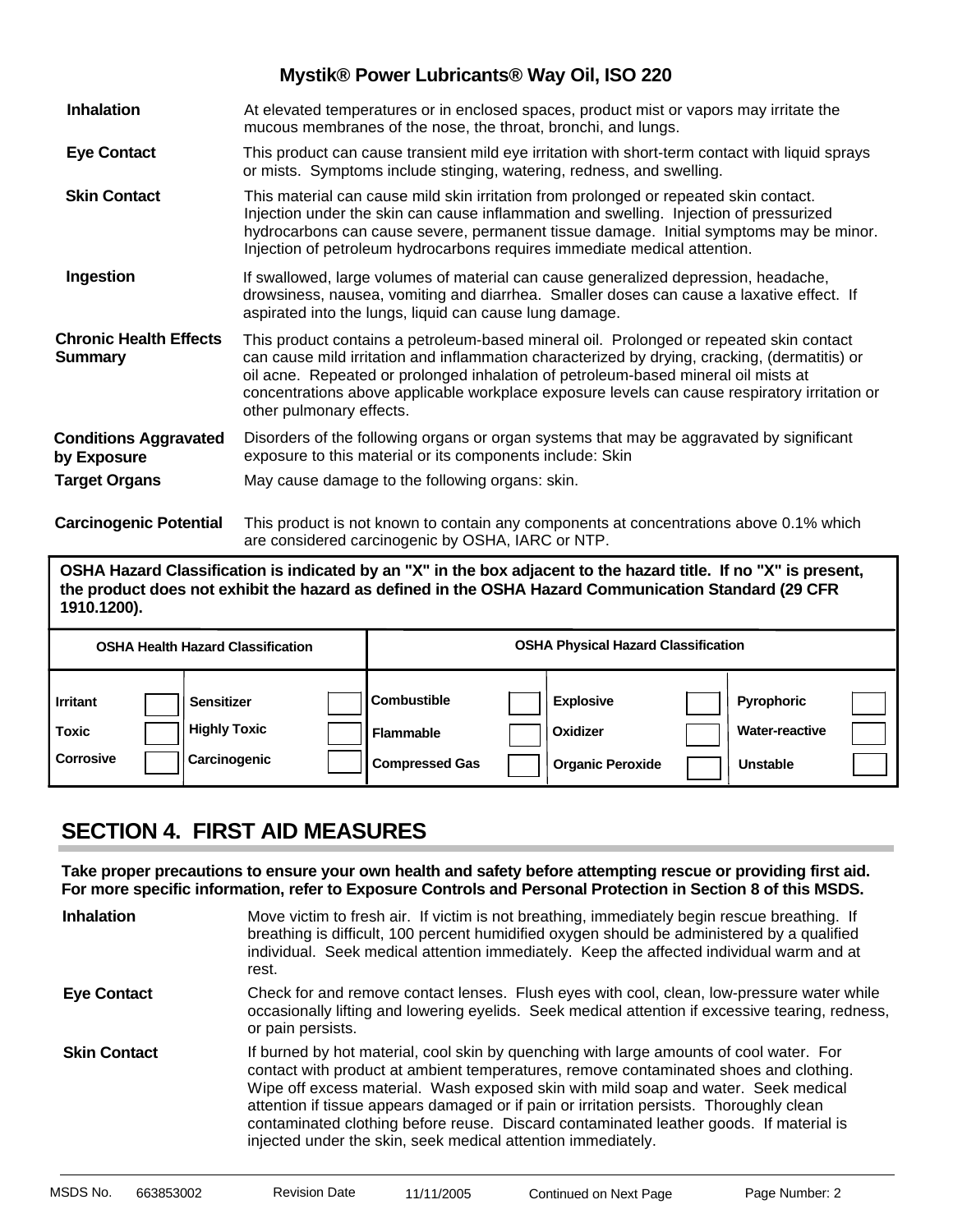**Inhalation**
At elevated temperatures or in enclosed spaces, product mist or vapors may irritate the mucous membranes of the nose, the throat, bronchi, and lungs.

**Eye Contact**
This product can cause transient mild eye irritation with short-term contact with liquid sprays or mists. Symptoms include stinging, watering, redness, and swelling.

**Skin Contact**
This material can cause mild skin irritation from prolonged or repeated skin contact. Injection under the skin can cause inflammation and swelling. Injection of pressurized hydrocarbons can cause severe, permanent tissue damage. Initial symptoms may be minor. Injection of petroleum hydrocarbons requires immediate medical attention.

**Ingestion**
If swallowed, large volumes of material can cause generalized depression, headache, drowsiness, nausea, vomiting and diarrhea. Smaller doses can cause a laxative effect. If aspirated into the lungs, liquid can cause lung damage.

**Chronic Health Effects Summary**
This product contains a petroleum-based mineral oil. Prolonged or repeated skin contact can cause mild irritation and inflammation characterized by drying, cracking, (dermatitis) or oil acne. Repeated or prolonged inhalation of petroleum-based mineral oil mists at concentrations above applicable workplace exposure levels can cause respiratory irritation or other pulmonary effects.

**Conditions Aggravated by Exposure**
Disorders of the following organs or organ systems that may be aggravated by significant exposure to this material or its components include: Skin

**Target Organs**
May cause damage to the following organs: skin.

**Carcinogenic Potential**
This product is not known to contain any components at concentrations above 0.1% which are considered carcinogenic by OSHA, IARC or NTP.

**OSHA Hazard Classification is indicated by an "X" in the box adjacent to the hazard title. If no "X" is present, the product does not exhibit the hazard as defined in the OSHA Hazard Communication Standard (29 CFR 1910.1200).**

| OSHA Health Hazard Classification | | | | OSHA Physical Hazard Classification | | | | | |
|---|---|---|---|---|---|---|---|---|---|
| Irritant | | Sensitizer | | Combustible | | Explosive | | Pyrophoric | |
| Toxic | | Highly Toxic | | Flammable | | Oxidizer | | Water-reactive | |
| Corrosive | | Carcinogenic | | Compressed Gas | | Organic Peroxide | | Unstable | |

## SECTION 4. FIRST AID MEASURES

**Take proper precautions to ensure your own health and safety before attempting rescue or providing first aid. For more specific information, refer to Exposure Controls and Personal Protection in Section 8 of this MSDS.**

**Inhalation**
Move victim to fresh air. If victim is not breathing, immediately begin rescue breathing. If breathing is difficult, 100 percent humidified oxygen should be administered by a qualified individual. Seek medical attention immediately. Keep the affected individual warm and at rest.

**Eye Contact**
Check for and remove contact lenses. Flush eyes with cool, clean, low-pressure water while occasionally lifting and lowering eyelids. Seek medical attention if excessive tearing, redness, or pain persists.

**Skin Contact**
If burned by hot material, cool skin by quenching with large amounts of cool water. For contact with product at ambient temperatures, remove contaminated shoes and clothing. Wipe off excess material. Wash exposed skin with mild soap and water. Seek medical attention if tissue appears damaged or if pain or irritation persists. Thoroughly clean contaminated clothing before reuse. Discard contaminated leather goods. If material is injected under the skin, seek medical attention immediately.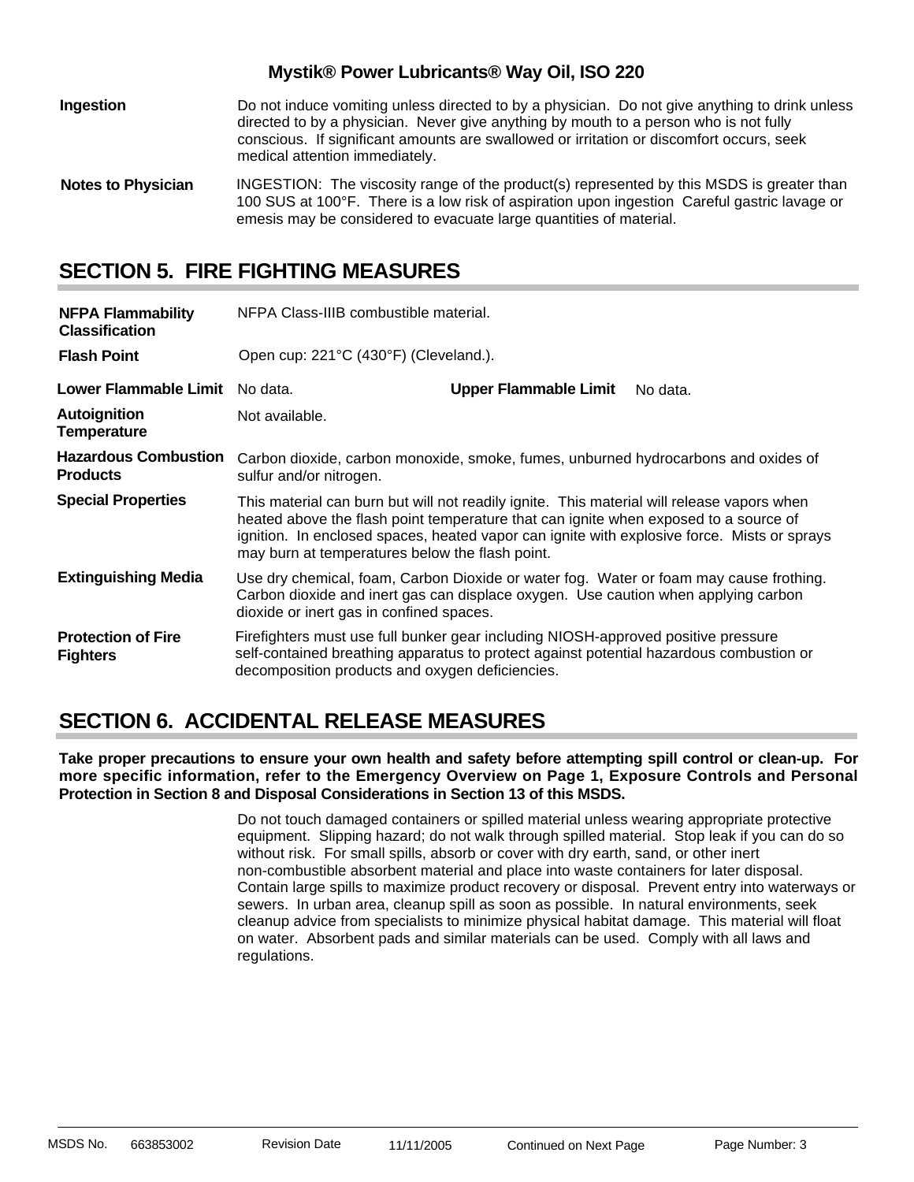**Ingestion** Do not induce vomiting unless directed to by a physician. Do not give anything to drink unless directed to by a physician. Never give anything by mouth to a person who is not fully conscious. If significant amounts are swallowed or irritation or discomfort occurs, seek medical attention immediately.

**Notes to Physician** INGESTION: The viscosity range of the product(s) represented by this MSDS is greater than 100 SUS at 100°F. There is a low risk of aspiration upon ingestion Careful gastric lavage or emesis may be considered to evacuate large quantities of material.

## SECTION 5. FIRE FIGHTING MEASURES

**NFPA Flammability Classification** NFPA Class-IIIB combustible material.

**Flash Point** Open cup: 221°C (430°F) (Cleveland.).

**Lower Flammable Limit** No data. **Upper Flammable Limit** No data.

**Autoignition Temperature** Not available.

**Hazardous Combustion Products** Carbon dioxide, carbon monoxide, smoke, fumes, unburned hydrocarbons and oxides of sulfur and/or nitrogen.

**Special Properties** This material can burn but will not readily ignite. This material will release vapors when heated above the flash point temperature that can ignite when exposed to a source of ignition. In enclosed spaces, heated vapor can ignite with explosive force. Mists or sprays may burn at temperatures below the flash point.

**Extinguishing Media** Use dry chemical, foam, Carbon Dioxide or water fog. Water or foam may cause frothing. Carbon dioxide and inert gas can displace oxygen. Use caution when applying carbon dioxide or inert gas in confined spaces.

**Protection of Fire Fighters** Firefighters must use full bunker gear including NIOSH-approved positive pressure self-contained breathing apparatus to protect against potential hazardous combustion or decomposition products and oxygen deficiencies.

## SECTION 6. ACCIDENTAL RELEASE MEASURES

**Take proper precautions to ensure your own health and safety before attempting spill control or clean-up. For more specific information, refer to the Emergency Overview on Page 1, Exposure Controls and Personal Protection in Section 8 and Disposal Considerations in Section 13 of this MSDS.**

Do not touch damaged containers or spilled material unless wearing appropriate protective equipment. Slipping hazard; do not walk through spilled material. Stop leak if you can do so without risk. For small spills, absorb or cover with dry earth, sand, or other inert non-combustible absorbent material and place into waste containers for later disposal. Contain large spills to maximize product recovery or disposal. Prevent entry into waterways or sewers. In urban area, cleanup spill as soon as possible. In natural environments, seek cleanup advice from specialists to minimize physical habitat damage. This material will float on water. Absorbent pads and similar materials can be used. Comply with all laws and regulations.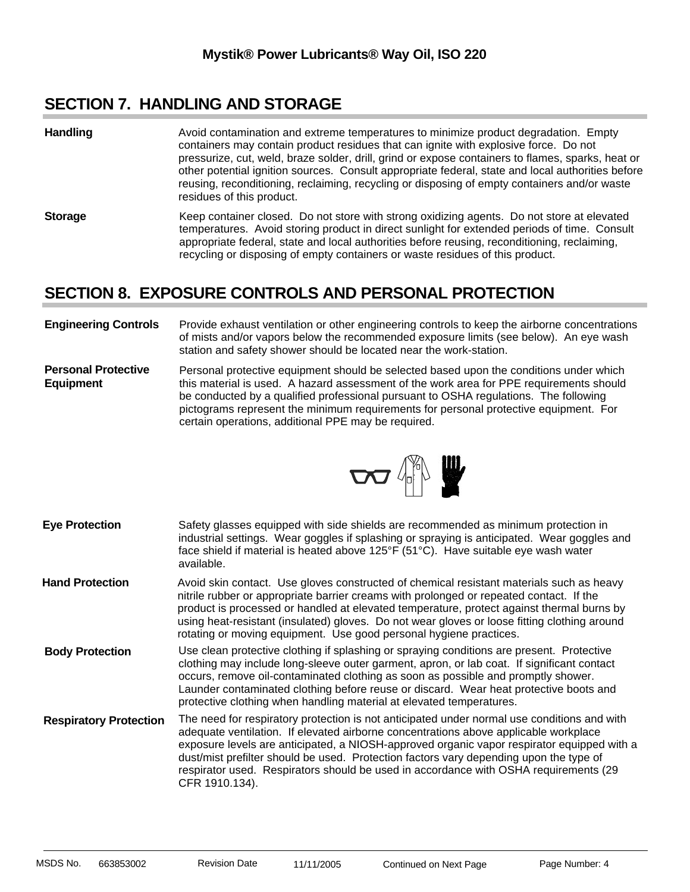## SECTION 7. HANDLING AND STORAGE

**Handling**

Avoid contamination and extreme temperatures to minimize product degradation. Empty containers may contain product residues that can ignite with explosive force. Do not pressurize, cut, weld, braze solder, drill, grind or expose containers to flames, sparks, heat or other potential ignition sources. Consult appropriate federal, state and local authorities before reusing, reconditioning, reclaiming, recycling or disposing of empty containers and/or waste residues of this product.

**Storage**

Keep container closed. Do not store with strong oxidizing agents. Do not store at elevated temperatures. Avoid storing product in direct sunlight for extended periods of time. Consult appropriate federal, state and local authorities before reusing, reconditioning, reclaiming, recycling or disposing of empty containers or waste residues of this product.

## SECTION 8. EXPOSURE CONTROLS AND PERSONAL PROTECTION

**Engineering Controls**

Provide exhaust ventilation or other engineering controls to keep the airborne concentrations of mists and/or vapors below the recommended exposure limits (see below). An eye wash station and safety shower should be located near the work-station.

**Personal Protective Equipment**

Personal protective equipment should be selected based upon the conditions under which this material is used. A hazard assessment of the work area for PPE requirements should be conducted by a qualified professional pursuant to OSHA regulations. The following pictograms represent the minimum requirements for personal protective equipment. For certain operations, additional PPE may be required.

**Eye Protection**

Safety glasses equipped with side shields are recommended as minimum protection in industrial settings. Wear goggles if splashing or spraying is anticipated. Wear goggles and face shield if material is heated above 125°F (51°C). Have suitable eye wash water available.

**Hand Protection**

Avoid skin contact. Use gloves constructed of chemical resistant materials such as heavy nitrile rubber or appropriate barrier creams with prolonged or repeated contact. If the product is processed or handled at elevated temperature, protect against thermal burns by using heat-resistant (insulated) gloves. Do not wear gloves or loose fitting clothing around rotating or moving equipment. Use good personal hygiene practices.

**Body Protection**

Use clean protective clothing if splashing or spraying conditions are present. Protective clothing may include long-sleeve outer garment, apron, or lab coat. If significant contact occurs, remove oil-contaminated clothing as soon as possible and promptly shower. Launder contaminated clothing before reuse or discard. Wear heat protective boots and protective clothing when handling material at elevated temperatures.

**Respiratory Protection**

The need for respiratory protection is not anticipated under normal use conditions and with adequate ventilation. If elevated airborne concentrations above applicable workplace exposure levels are anticipated, a NIOSH-approved organic vapor respirator equipped with a dust/mist prefilter should be used. Protection factors vary depending upon the type of respirator used. Respirators should be used in accordance with OSHA requirements (29 CFR 1910.134).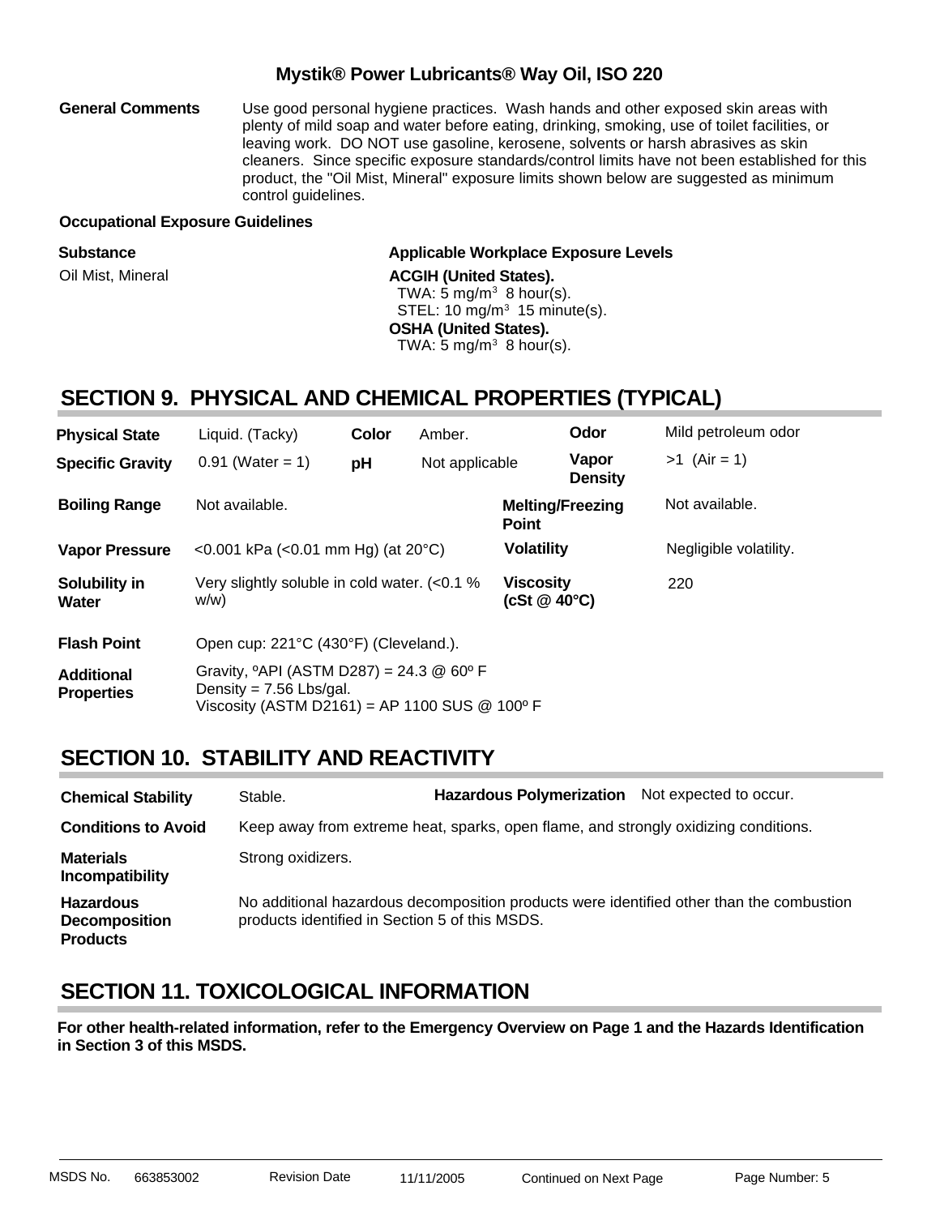**General Comments**

Use good personal hygiene practices. Wash hands and other exposed skin areas with plenty of mild soap and water before eating, drinking, smoking, use of toilet facilities, or leaving work. DO NOT use gasoline, kerosene, solvents or harsh abrasives as skin cleaners. Since specific exposure standards/control limits have not been established for this product, the "Oil Mist, Mineral" exposure limits shown below are suggested as minimum control guidelines.

**Occupational Exposure Guidelines**

| Substance | Applicable Workplace Exposure Levels |
|---|---|
| Oil Mist, Mineral | **ACGIH (United States).**<br>TWA: 5 mg/m$^3$ 8 hour(s).<br>STEL: 10 mg/m$^3$ 15 minute(s).<br>**OSHA (United States).**<br>TWA: 5 mg/m$^3$ 8 hour(s). |

## SECTION 9. PHYSICAL AND CHEMICAL PROPERTIES (TYPICAL)

| | | | | | |
|---|---|---|---|---|---|
| **Physical State** | Liquid. (Tacky) | **Color** | Amber. | **Odor** | Mild petroleum odor |
| **Specific Gravity** | 0.91 (Water = 1) | **pH** | Not applicable | **Vapor Density** | >1 (Air = 1) |
| **Boiling Range** | Not available. | | | **Melting/Freezing Point** | Not available. |
| **Vapor Pressure** | <0.001 kPa (<0.01 mm Hg) (at 20°C) | | | **Volatility** | Negligible volatility. |
| **Solubility in Water** | Very slightly soluble in cold water. (<0.1 % w/w) | | | **Viscosity (cSt @ 40°C)** | 220 |
| **Flash Point** | Open cup: 221°C (430°F) (Cleveland.). | | | | |
| **Additional Properties** | Gravity, ºAPI (ASTM D287) = 24.3 @ 60º F<br>Density = 7.56 Lbs/gal.<br>Viscosity (ASTM D2161) = AP 1100 SUS @ 100º F | | | | |

## SECTION 10. STABILITY AND REACTIVITY

| | | | |
|---|---|---|---|
| **Chemical Stability** | Stable. | **Hazardous Polymerization** | Not expected to occur. |
| **Conditions to Avoid** | Keep away from extreme heat, sparks, open flame, and strongly oxidizing conditions. | | |
| **Materials Incompatibility** | Strong oxidizers. | | |
| **Hazardous Decomposition Products** | No additional hazardous decomposition products were identified other than the combustion products identified in Section 5 of this MSDS. | | |

## SECTION 11. TOXICOLOGICAL INFORMATION

**For other health-related information, refer to the Emergency Overview on Page 1 and the Hazards Identification in Section 3 of this MSDS.**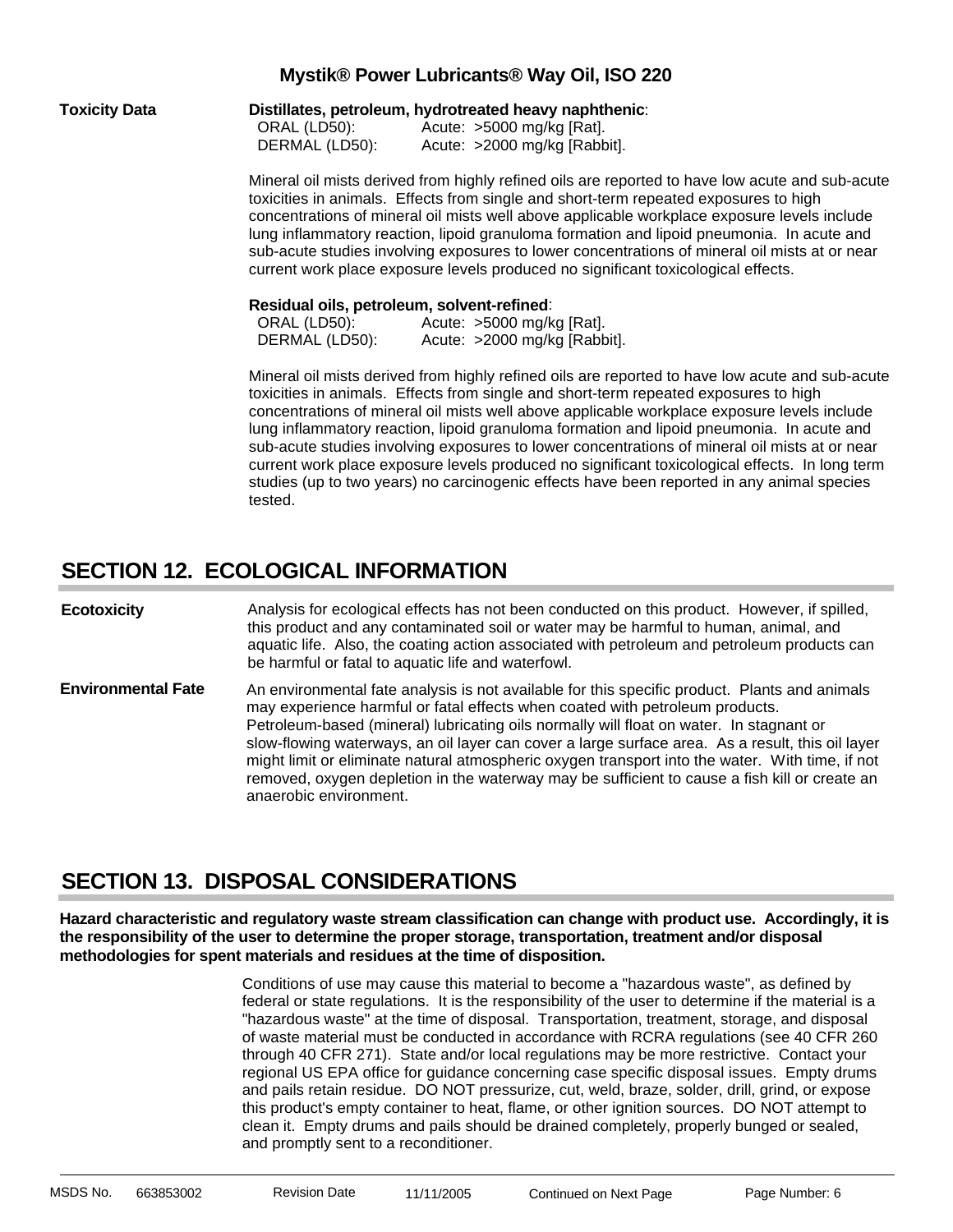**Toxicity Data**

**Distillates, petroleum, hydrotreated heavy naphthenic**:

| | |
|---|---|
| ORAL (LD50): | Acute: >5000 mg/kg [Rat]. |
| DERMAL (LD50): | Acute: >2000 mg/kg [Rabbit]. |

Mineral oil mists derived from highly refined oils are reported to have low acute and sub-acute toxicities in animals. Effects from single and short-term repeated exposures to high concentrations of mineral oil mists well above applicable workplace exposure levels include lung inflammatory reaction, lipoid granuloma formation and lipoid pneumonia. In acute and sub-acute studies involving exposures to lower concentrations of mineral oil mists at or near current work place exposure levels produced no significant toxicological effects.

**Residual oils, petroleum, solvent-refined**:

| | |
|---|---|
| ORAL (LD50): | Acute: >5000 mg/kg [Rat]. |
| DERMAL (LD50): | Acute: >2000 mg/kg [Rabbit]. |

Mineral oil mists derived from highly refined oils are reported to have low acute and sub-acute toxicities in animals. Effects from single and short-term repeated exposures to high concentrations of mineral oil mists well above applicable workplace exposure levels include lung inflammatory reaction, lipoid granuloma formation and lipoid pneumonia. In acute and sub-acute studies involving exposures to lower concentrations of mineral oil mists at or near current work place exposure levels produced no significant toxicological effects. In long term studies (up to two years) no carcinogenic effects have been reported in any animal species tested.

## SECTION 12. ECOLOGICAL INFORMATION

**Ecotoxicity**

Analysis for ecological effects has not been conducted on this product. However, if spilled, this product and any contaminated soil or water may be harmful to human, animal, and aquatic life. Also, the coating action associated with petroleum and petroleum products can be harmful or fatal to aquatic life and waterfowl.

**Environmental Fate**

An environmental fate analysis is not available for this specific product. Plants and animals may experience harmful or fatal effects when coated with petroleum products. Petroleum-based (mineral) lubricating oils normally will float on water. In stagnant or slow-flowing waterways, an oil layer can cover a large surface area. As a result, this oil layer might limit or eliminate natural atmospheric oxygen transport into the water. With time, if not removed, oxygen depletion in the waterway may be sufficient to cause a fish kill or create an anaerobic environment.

## SECTION 13. DISPOSAL CONSIDERATIONS

**Hazard characteristic and regulatory waste stream classification can change with product use. Accordingly, it is the responsibility of the user to determine the proper storage, transportation, treatment and/or disposal methodologies for spent materials and residues at the time of disposition.**

Conditions of use may cause this material to become a "hazardous waste", as defined by federal or state regulations. It is the responsibility of the user to determine if the material is a "hazardous waste" at the time of disposal. Transportation, treatment, storage, and disposal of waste material must be conducted in accordance with RCRA regulations (see 40 CFR 260 through 40 CFR 271). State and/or local regulations may be more restrictive. Contact your regional US EPA office for guidance concerning case specific disposal issues. Empty drums and pails retain residue. DO NOT pressurize, cut, weld, braze, solder, drill, grind, or expose this product's empty container to heat, flame, or other ignition sources. DO NOT attempt to clean it. Empty drums and pails should be drained completely, properly bunged or sealed, and promptly sent to a reconditioner.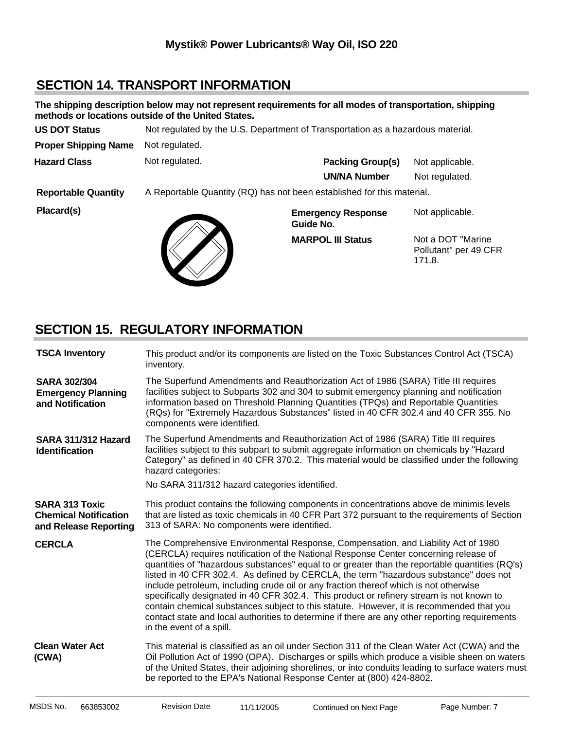## SECTION 14. TRANSPORT INFORMATION

**The shipping description below may not represent requirements for all modes of transportation, shipping methods or locations outside of the United States.**

| | | | |
|---|---|---|---|
| **US DOT Status** | Not regulated by the U.S. Department of Transportation as a hazardous material. | | |
| **Proper Shipping Name** | Not regulated. | | |
| **Hazard Class** | Not regulated. | **Packing Group(s)** | Not applicable. |
| | | **UN/NA Number** | Not regulated. |
| **Reportable Quantity** | A Reportable Quantity (RQ) has not been established for this material. | | |
| **Placard(s)** | | **Emergency Response Guide No.** | Not applicable. |
| | | **MARPOL III Status** | Not a DOT "Marine Pollutant" per 49 CFR 171.8. |

## SECTION 15. REGULATORY INFORMATION

| | |
|---|---|
| **TSCA Inventory** | This product and/or its components are listed on the Toxic Substances Control Act (TSCA) inventory. |
| **SARA 302/304 Emergency Planning and Notification** | The Superfund Amendments and Reauthorization Act of 1986 (SARA) Title III requires facilities subject to Subparts 302 and 304 to submit emergency planning and notification information based on Threshold Planning Quantities (TPQs) and Reportable Quantities (RQs) for "Extremely Hazardous Substances" listed in 40 CFR 302.4 and 40 CFR 355. No components were identified. |
| **SARA 311/312 Hazard Identification** | The Superfund Amendments and Reauthorization Act of 1986 (SARA) Title III requires facilities subject to this subpart to submit aggregate information on chemicals by "Hazard Category" as defined in 40 CFR 370.2. This material would be classified under the following hazard categories: No SARA 311/312 hazard categories identified. |
| **SARA 313 Toxic Chemical Notification and Release Reporting** | This product contains the following components in concentrations above de minimis levels that are listed as toxic chemicals in 40 CFR Part 372 pursuant to the requirements of Section 313 of SARA: No components were identified. |
| **CERCLA** | The Comprehensive Environmental Response, Compensation, and Liability Act of 1980 (CERCLA) requires notification of the National Response Center concerning release of quantities of "hazardous substances" equal to or greater than the reportable quantities (RQ's) listed in 40 CFR 302.4. As defined by CERCLA, the term "hazardous substance" does not include petroleum, including crude oil or any fraction thereof which is not otherwise specifically designated in 40 CFR 302.4. This product or refinery stream is not known to contain chemical substances subject to this statute. However, it is recommended that you contact state and local authorities to determine if there are any other reporting requirements in the event of a spill. |
| **Clean Water Act (CWA)** | This material is classified as an oil under Section 311 of the Clean Water Act (CWA) and the Oil Pollution Act of 1990 (OPA). Discharges or spills which produce a visible sheen on waters of the United States, their adjoining shorelines, or into conduits leading to surface waters must be reported to the EPA's National Response Center at (800) 424-8802. |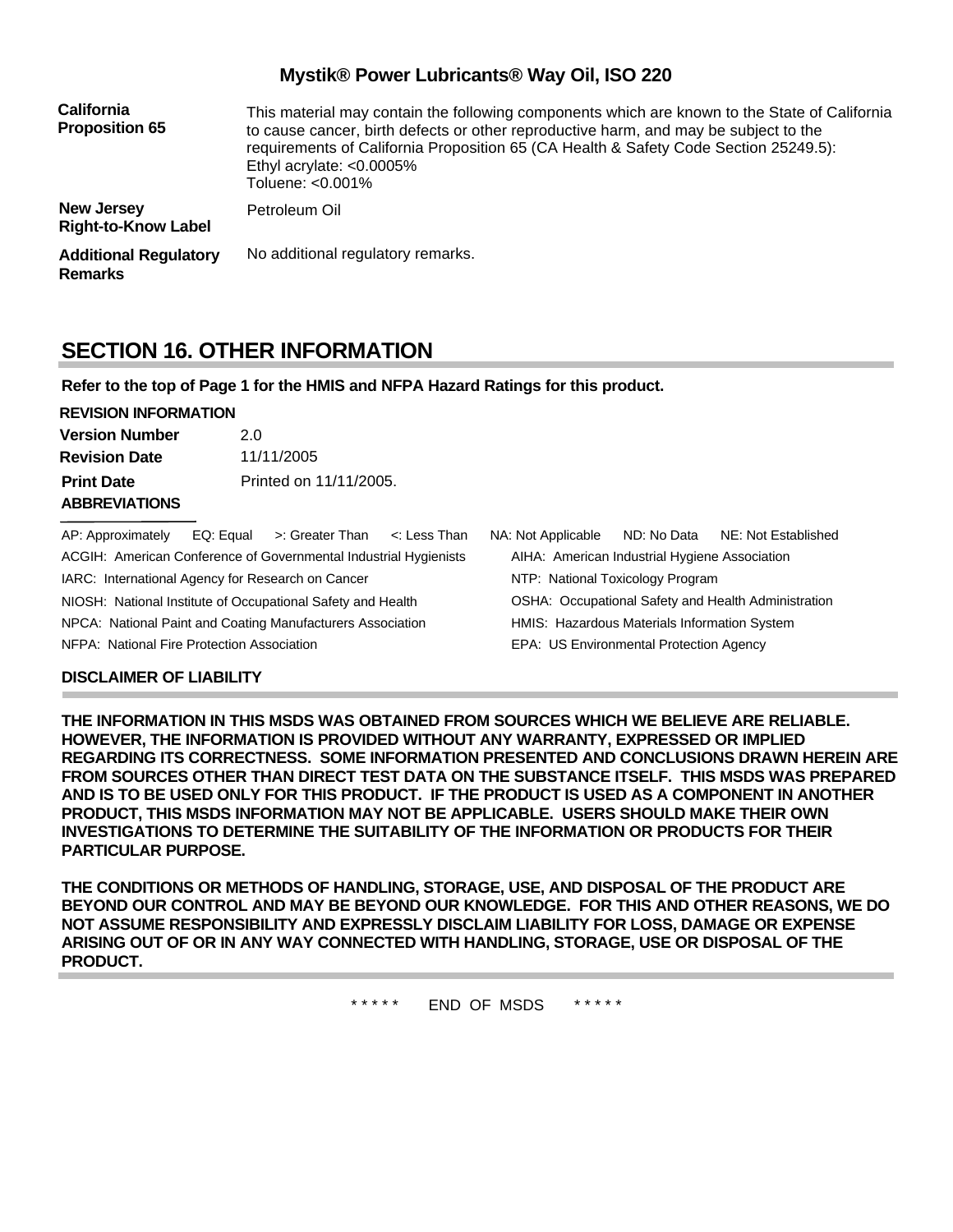| | |
|---|---|
| **California Proposition 65** | This material may contain the following components which are known to the State of California to cause cancer, birth defects or other reproductive harm, and may be subject to the requirements of California Proposition 65 (CA Health & Safety Code Section 25249.5):<br>Ethyl acrylate: <0.0005%<br>Toluene: <0.001% |
| **New Jersey Right-to-Know Label** | Petroleum Oil |
| **Additional Regulatory Remarks** | No additional regulatory remarks. |

## SECTION 16. OTHER INFORMATION

**Refer to the top of Page 1 for the HMIS and NFPA Hazard Ratings for this product.**

**REVISION INFORMATION**

| | |
|---|---|
| **Version Number** | 2.0 |
| **Revision Date** | 11/11/2005 |
| **Print Date** | Printed on 11/11/2005. |

**ABBREVIATIONS**

AP: Approximately EQ: Equal >: Greater Than <: Less Than NA: Not Applicable ND: No Data NE: Not Established

| | |
|---|---|
| ACGIH: American Conference of Governmental Industrial Hygienists | AIHA: American Industrial Hygiene Association |
| IARC: International Agency for Research on Cancer | NTP: National Toxicology Program |
| NIOSH: National Institute of Occupational Safety and Health | OSHA: Occupational Safety and Health Administration |
| NPCA: National Paint and Coating Manufacturers Association | HMIS: Hazardous Materials Information System |
| NFPA: National Fire Protection Association | EPA: US Environmental Protection Agency |

**DISCLAIMER OF LIABILITY**

**THE INFORMATION IN THIS MSDS WAS OBTAINED FROM SOURCES WHICH WE BELIEVE ARE RELIABLE. HOWEVER, THE INFORMATION IS PROVIDED WITHOUT ANY WARRANTY, EXPRESSED OR IMPLIED REGARDING ITS CORRECTNESS. SOME INFORMATION PRESENTED AND CONCLUSIONS DRAWN HEREIN ARE FROM SOURCES OTHER THAN DIRECT TEST DATA ON THE SUBSTANCE ITSELF. THIS MSDS WAS PREPARED AND IS TO BE USED ONLY FOR THIS PRODUCT. IF THE PRODUCT IS USED AS A COMPONENT IN ANOTHER PRODUCT, THIS MSDS INFORMATION MAY NOT BE APPLICABLE. USERS SHOULD MAKE THEIR OWN INVESTIGATIONS TO DETERMINE THE SUITABILITY OF THE INFORMATION OR PRODUCTS FOR THEIR PARTICULAR PURPOSE.**

**THE CONDITIONS OR METHODS OF HANDLING, STORAGE, USE, AND DISPOSAL OF THE PRODUCT ARE BEYOND OUR CONTROL AND MAY BE BEYOND OUR KNOWLEDGE. FOR THIS AND OTHER REASONS, WE DO NOT ASSUME RESPONSIBILITY AND EXPRESSLY DISCLAIM LIABILITY FOR LOSS, DAMAGE OR EXPENSE ARISING OUT OF OR IN ANY WAY CONNECTED WITH HANDLING, STORAGE, USE OR DISPOSAL OF THE PRODUCT.**

***** END OF MSDS *****